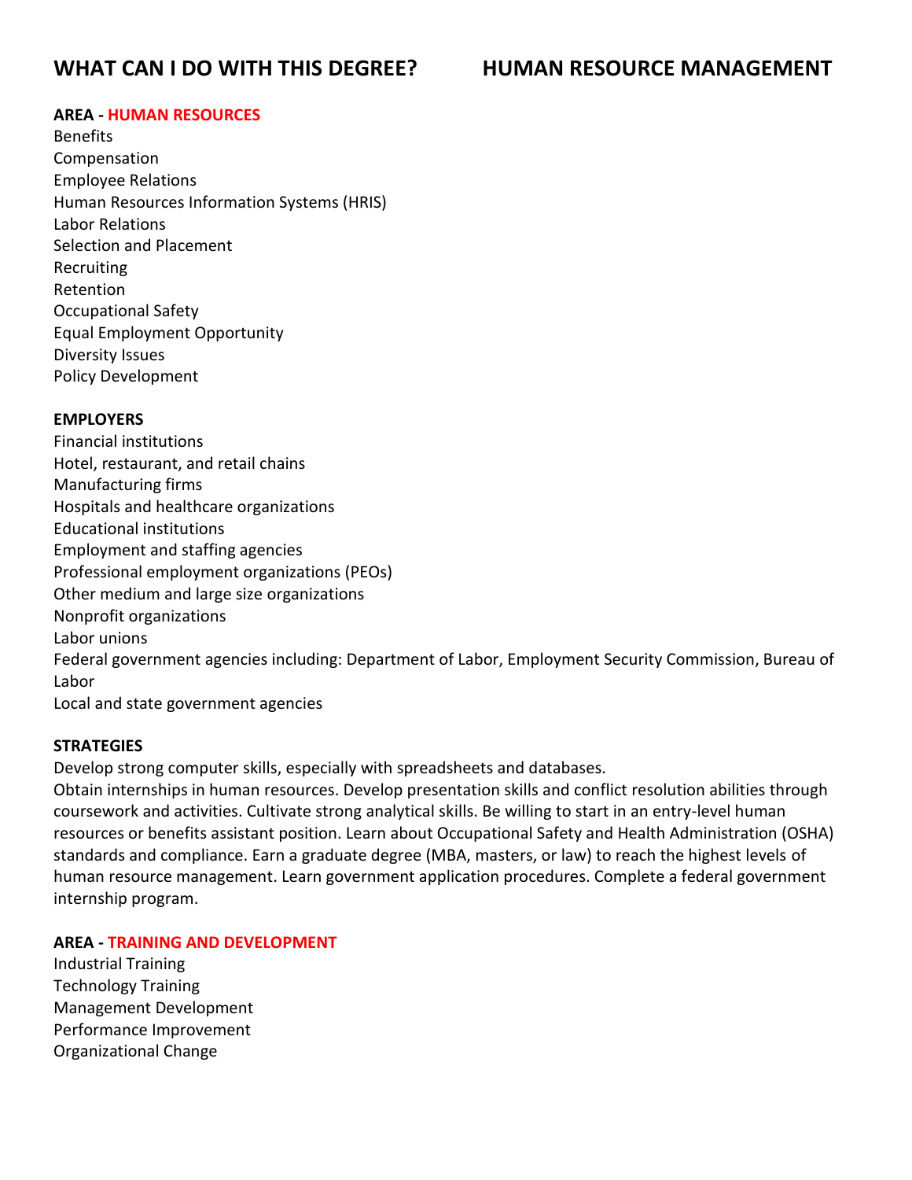# WHAT CAN I DO WITH THIS DEGREE? HUMAN RESOURCE MANAGEMENT

**AREA - HUMAN RESOURCES**

Benefits
Compensation
Employee Relations
Human Resources Information Systems (HRIS)
Labor Relations
Selection and Placement
Recruiting
Retention
Occupational Safety
Equal Employment Opportunity
Diversity Issues
Policy Development

**EMPLOYERS**

Financial institutions
Hotel, restaurant, and retail chains
Manufacturing firms
Hospitals and healthcare organizations
Educational institutions
Employment and staffing agencies
Professional employment organizations (PEOs)
Other medium and large size organizations
Nonprofit organizations
Labor unions
Federal government agencies including: Department of Labor, Employment Security Commission, Bureau of Labor
Local and state government agencies

**STRATEGIES**

Develop strong computer skills, especially with spreadsheets and databases.
Obtain internships in human resources. Develop presentation skills and conflict resolution abilities through coursework and activities. Cultivate strong analytical skills. Be willing to start in an entry-level human resources or benefits assistant position. Learn about Occupational Safety and Health Administration (OSHA) standards and compliance. Earn a graduate degree (MBA, masters, or law) to reach the highest levels of human resource management. Learn government application procedures. Complete a federal government internship program.

**AREA - TRAINING AND DEVELOPMENT**

Industrial Training
Technology Training
Management Development
Performance Improvement
Organizational Change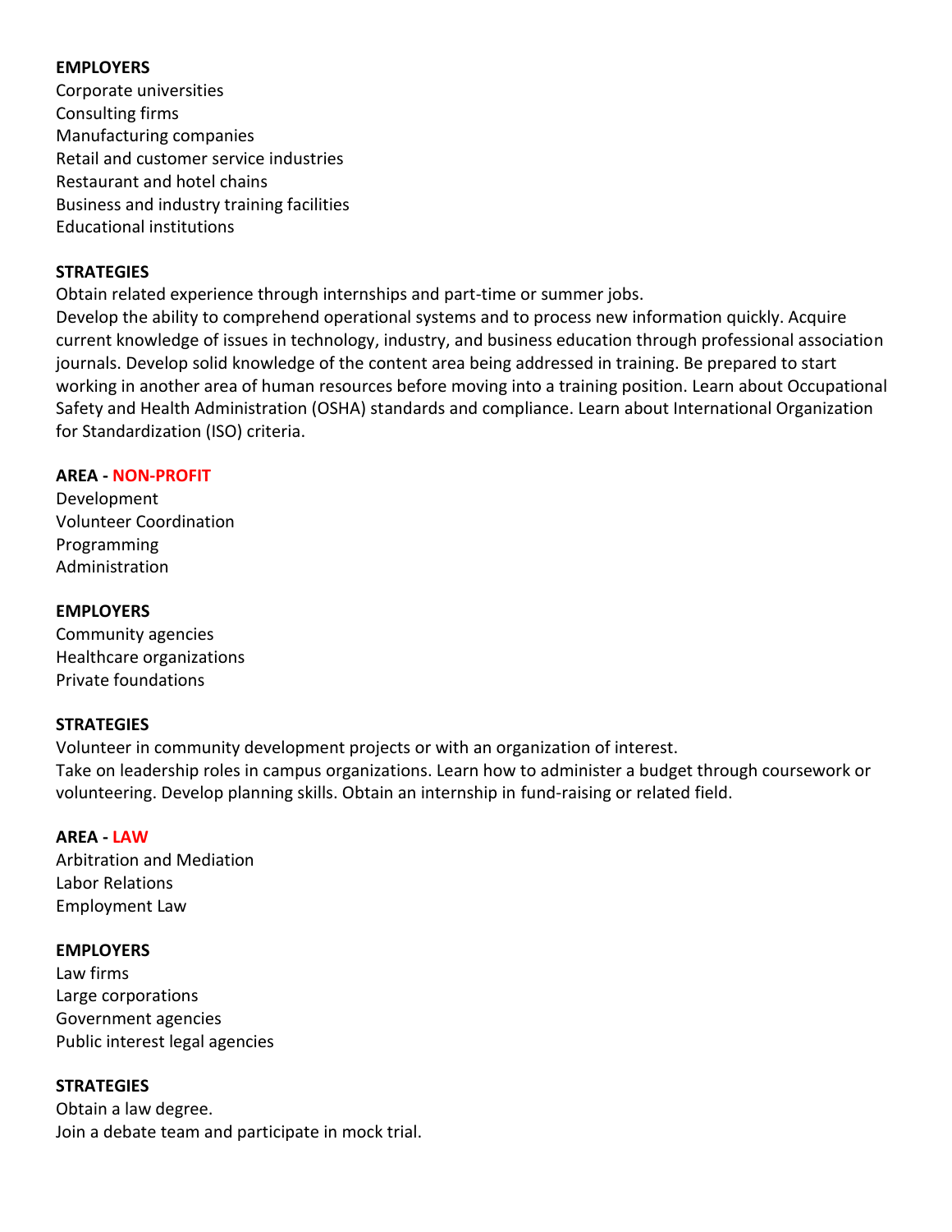**EMPLOYERS**

Corporate universities
Consulting firms
Manufacturing companies
Retail and customer service industries
Restaurant and hotel chains
Business and industry training facilities
Educational institutions

**STRATEGIES**

Obtain related experience through internships and part-time or summer jobs.
Develop the ability to comprehend operational systems and to process new information quickly. Acquire current knowledge of issues in technology, industry, and business education through professional association journals. Develop solid knowledge of the content area being addressed in training. Be prepared to start working in another area of human resources before moving into a training position. Learn about Occupational Safety and Health Administration (OSHA) standards and compliance. Learn about International Organization for Standardization (ISO) criteria.

**AREA - NON-PROFIT**

Development
Volunteer Coordination
Programming
Administration

**EMPLOYERS**

Community agencies
Healthcare organizations
Private foundations

**STRATEGIES**

Volunteer in community development projects or with an organization of interest.
Take on leadership roles in campus organizations. Learn how to administer a budget through coursework or volunteering. Develop planning skills. Obtain an internship in fund-raising or related field.

**AREA - LAW**

Arbitration and Mediation
Labor Relations
Employment Law

**EMPLOYERS**

Law firms
Large corporations
Government agencies
Public interest legal agencies

**STRATEGIES**

Obtain a law degree.
Join a debate team and participate in mock trial.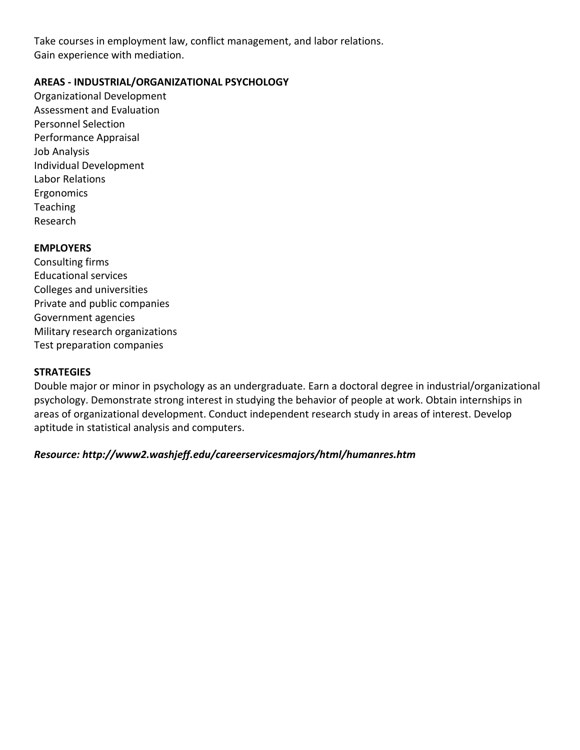Take courses in employment law, conflict management, and labor relations.
Gain experience with mediation.

**AREAS - INDUSTRIAL/ORGANIZATIONAL PSYCHOLOGY**

Organizational Development
Assessment and Evaluation
Personnel Selection
Performance Appraisal
Job Analysis
Individual Development
Labor Relations
Ergonomics
Teaching
Research

**EMPLOYERS**

Consulting firms
Educational services
Colleges and universities
Private and public companies
Government agencies
Military research organizations
Test preparation companies

**STRATEGIES**

Double major or minor in psychology as an undergraduate. Earn a doctoral degree in industrial/organizational psychology. Demonstrate strong interest in studying the behavior of people at work. Obtain internships in areas of organizational development. Conduct independent research study in areas of interest. Develop aptitude in statistical analysis and computers.

***Resource: http://www2.washjeff.edu/careerservicesmajors/html/humanres.htm***